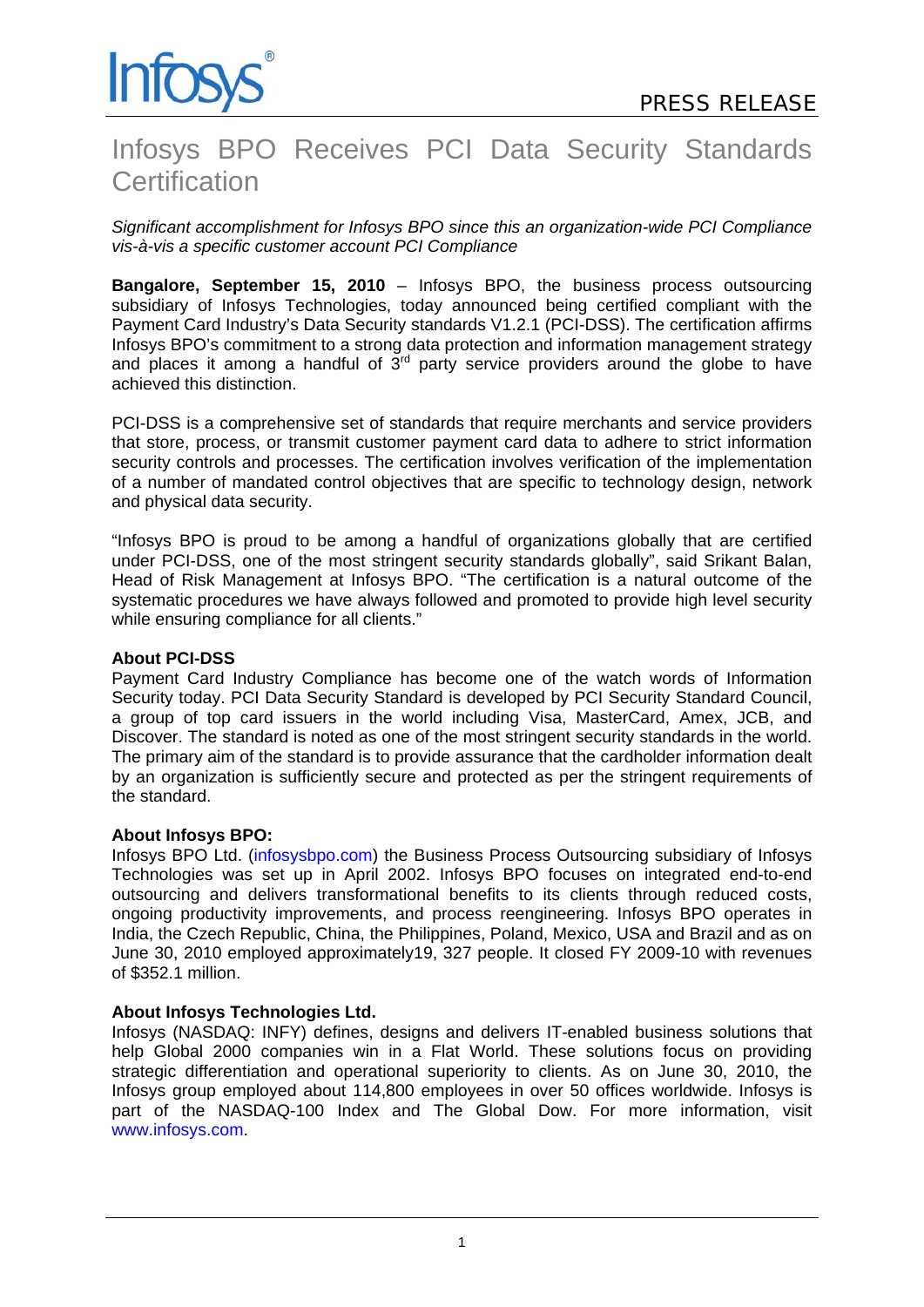Infosys

PRESS RELEASE

# Infosys BPO Receives PCI Data Security Standards Certification

*Significant accomplishment for Infosys BPO since this an organization-wide PCI Compliance vis-à-vis a specific customer account PCI Compliance*

**Bangalore, September 15, 2010** – Infosys BPO, the business process outsourcing subsidiary of Infosys Technologies, today announced being certified compliant with the Payment Card Industry's Data Security standards V1.2.1 (PCI-DSS). The certification affirms Infosys BPO's commitment to a strong data protection and information management strategy and places it among a handful of 3rd party service providers around the globe to have achieved this distinction.

PCI-DSS is a comprehensive set of standards that require merchants and service providers that store, process, or transmit customer payment card data to adhere to strict information security controls and processes. The certification involves verification of the implementation of a number of mandated control objectives that are specific to technology design, network and physical data security.

"Infosys BPO is proud to be among a handful of organizations globally that are certified under PCI-DSS, one of the most stringent security standards globally", said Srikant Balan, Head of Risk Management at Infosys BPO. "The certification is a natural outcome of the systematic procedures we have always followed and promoted to provide high level security while ensuring compliance for all clients."

**About PCI-DSS**

Payment Card Industry Compliance has become one of the watch words of Information Security today. PCI Data Security Standard is developed by PCI Security Standard Council, a group of top card issuers in the world including Visa, MasterCard, Amex, JCB, and Discover. The standard is noted as one of the most stringent security standards in the world. The primary aim of the standard is to provide assurance that the cardholder information dealt by an organization is sufficiently secure and protected as per the stringent requirements of the standard.

**About Infosys BPO:**

Infosys BPO Ltd. (infosysbpo.com) the Business Process Outsourcing subsidiary of Infosys Technologies was set up in April 2002. Infosys BPO focuses on integrated end-to-end outsourcing and delivers transformational benefits to its clients through reduced costs, ongoing productivity improvements, and process reengineering. Infosys BPO operates in India, the Czech Republic, China, the Philippines, Poland, Mexico, USA and Brazil and as on June 30, 2010 employed approximately19, 327 people. It closed FY 2009-10 with revenues of $352.1 million.

**About Infosys Technologies Ltd.**

Infosys (NASDAQ: INFY) defines, designs and delivers IT-enabled business solutions that help Global 2000 companies win in a Flat World. These solutions focus on providing strategic differentiation and operational superiority to clients. As on June 30, 2010, the Infosys group employed about 114,800 employees in over 50 offices worldwide. Infosys is part of the NASDAQ-100 Index and The Global Dow. For more information, visit www.infosys.com.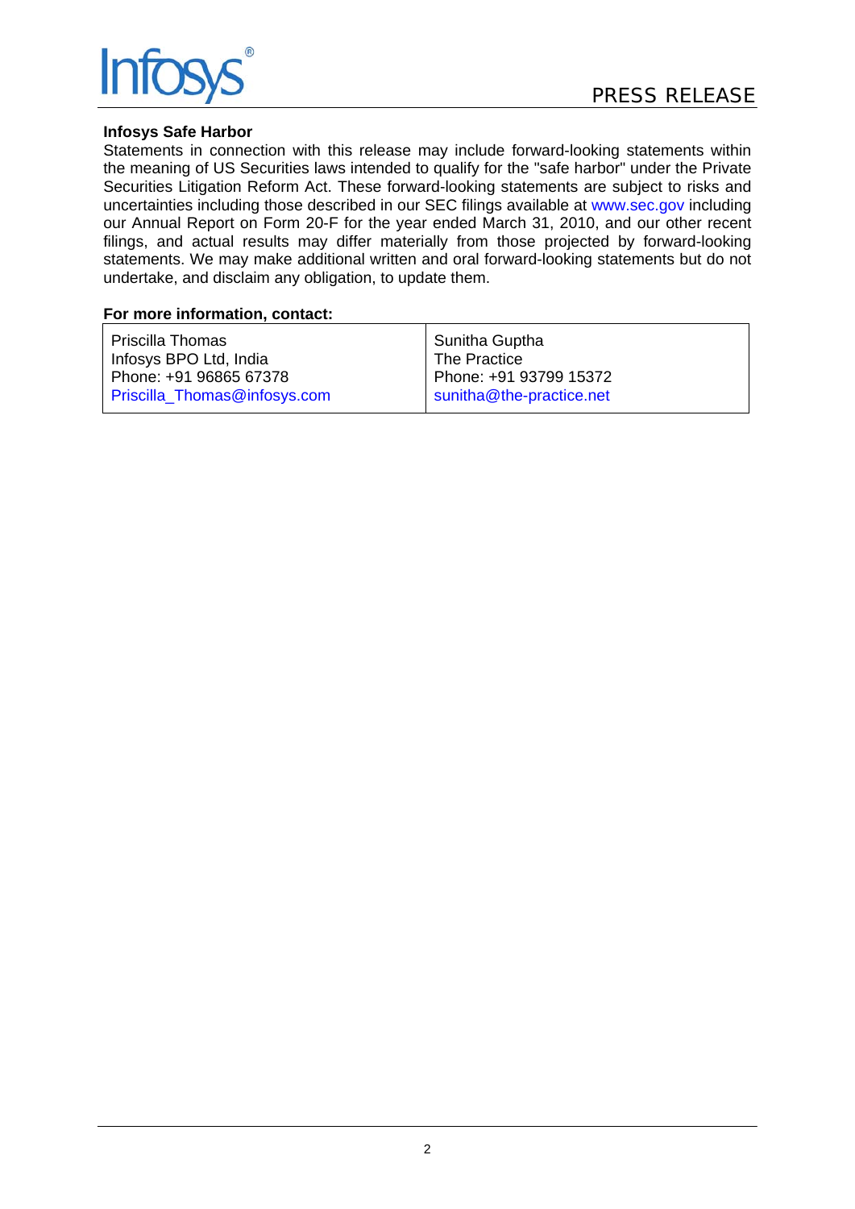**Infosys Safe Harbor**

Statements in connection with this release may include forward-looking statements within the meaning of US Securities laws intended to qualify for the "safe harbor" under the Private Securities Litigation Reform Act. These forward-looking statements are subject to risks and uncertainties including those described in our SEC filings available at www.sec.gov including our Annual Report on Form 20-F for the year ended March 31, 2010, and our other recent filings, and actual results may differ materially from those projected by forward-looking statements. We may make additional written and oral forward-looking statements but do not undertake, and disclaim any obligation, to update them.

**For more information, contact:**

| | |
|---|---|
| Priscilla Thomas<br>Infosys BPO Ltd, India<br>Phone: +91 96865 67378<br>Priscilla_Thomas@infosys.com | Sunitha Guptha<br>The Practice<br>Phone: +91 93799 15372<br>sunitha@the-practice.net |